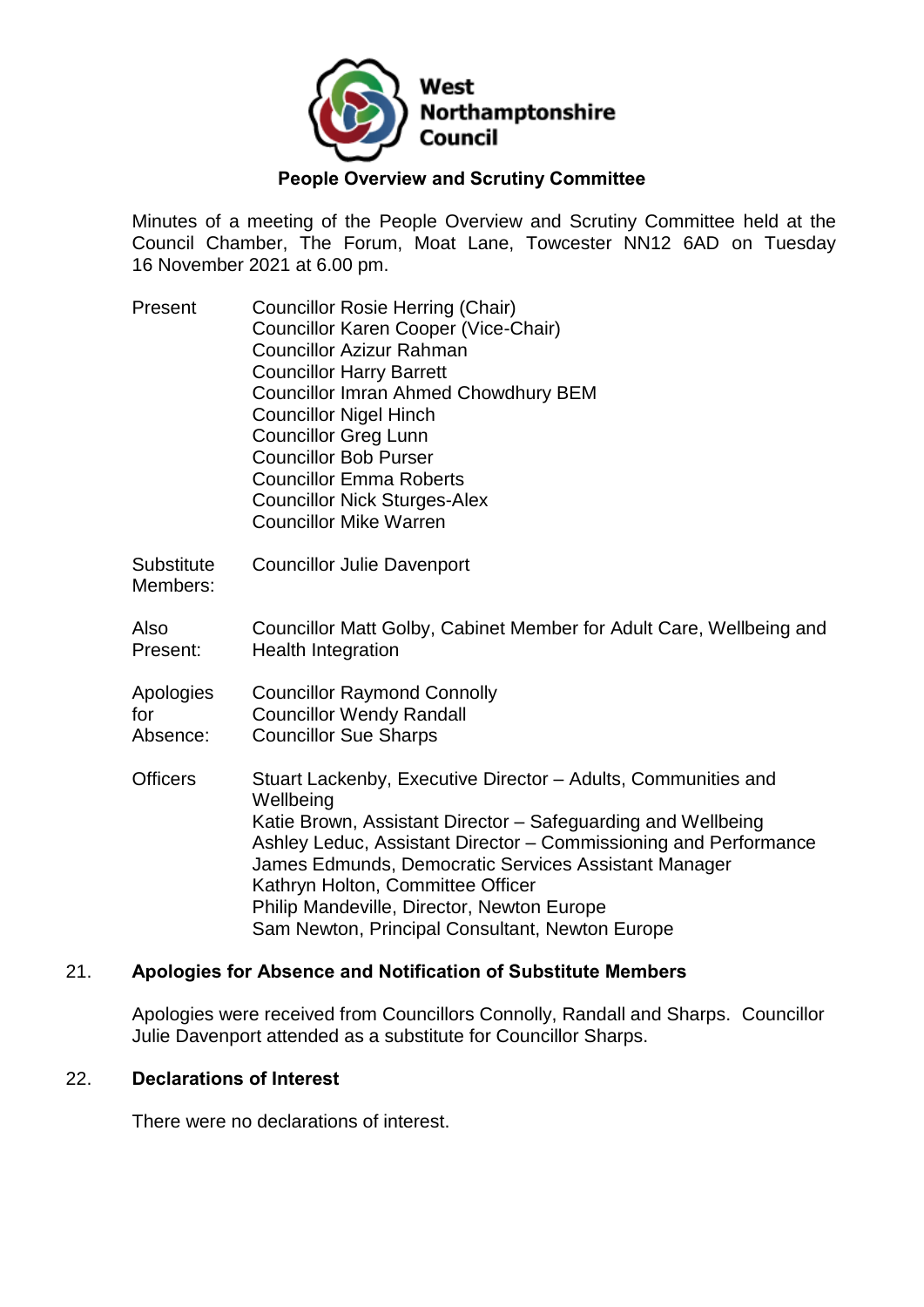West Northamptonshire Council

## People Overview and Scrutiny Committee

Minutes of a meeting of the People Overview and Scrutiny Committee held at the Council Chamber, The Forum, Moat Lane, Towcester NN12 6AD on Tuesday 16 November 2021 at 6.00 pm.

| | |
|---|---|
| Present | Councillor Rosie Herring (Chair)<br>Councillor Karen Cooper (Vice-Chair)<br>Councillor Azizur Rahman<br>Councillor Harry Barrett<br>Councillor Imran Ahmed Chowdhury BEM<br>Councillor Nigel Hinch<br>Councillor Greg Lunn<br>Councillor Bob Purser<br>Councillor Emma Roberts<br>Councillor Nick Sturges-Alex<br>Councillor Mike Warren |
| Substitute Members: | Councillor Julie Davenport |
| Also Present: | Councillor Matt Golby, Cabinet Member for Adult Care, Wellbeing and Health Integration |
| Apologies for Absence: | Councillor Raymond Connolly<br>Councillor Wendy Randall<br>Councillor Sue Sharps |
| Officers | Stuart Lackenby, Executive Director – Adults, Communities and Wellbeing<br>Katie Brown, Assistant Director – Safeguarding and Wellbeing<br>Ashley Leduc, Assistant Director – Commissioning and Performance<br>James Edmunds, Democratic Services Assistant Manager<br>Kathryn Holton, Committee Officer<br>Philip Mandeville, Director, Newton Europe<br>Sam Newton, Principal Consultant, Newton Europe |

### 21. Apologies for Absence and Notification of Substitute Members

Apologies were received from Councillors Connolly, Randall and Sharps. Councillor Julie Davenport attended as a substitute for Councillor Sharps.

### 22. Declarations of Interest

There were no declarations of interest.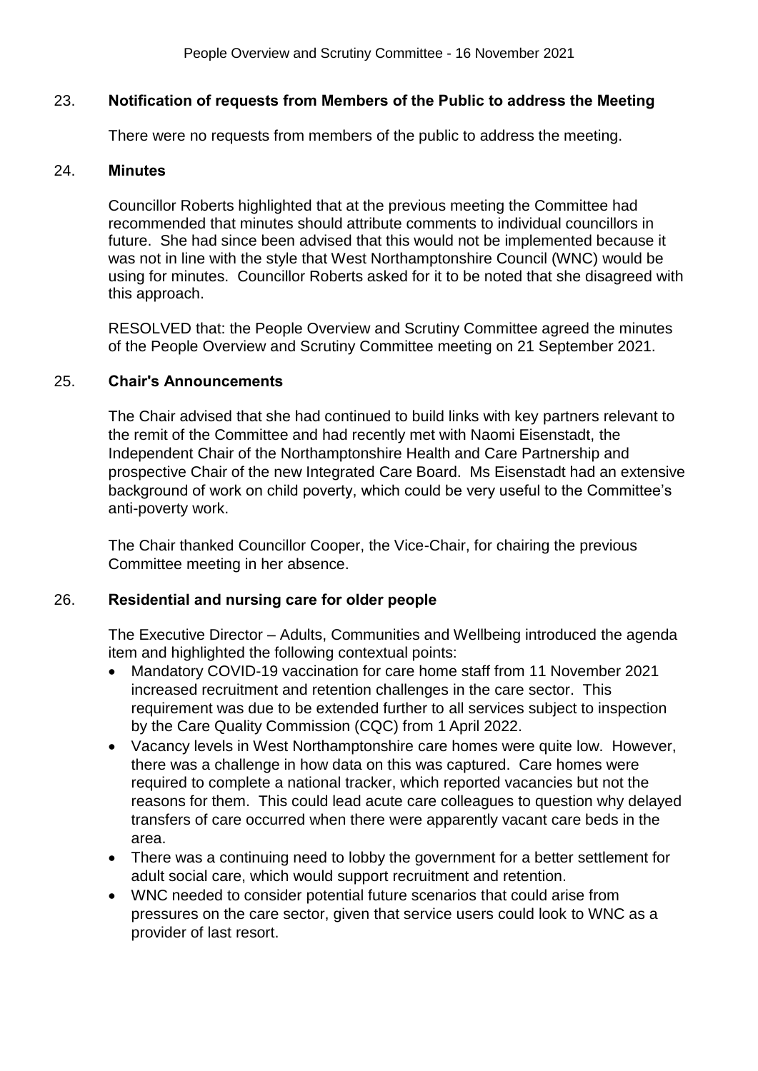## 23. Notification of requests from Members of the Public to address the Meeting

There were no requests from members of the public to address the meeting.

## 24. Minutes

Councillor Roberts highlighted that at the previous meeting the Committee had recommended that minutes should attribute comments to individual councillors in future. She had since been advised that this would not be implemented because it was not in line with the style that West Northamptonshire Council (WNC) would be using for minutes. Councillor Roberts asked for it to be noted that she disagreed with this approach.

RESOLVED that: the People Overview and Scrutiny Committee agreed the minutes of the People Overview and Scrutiny Committee meeting on 21 September 2021.

## 25. Chair's Announcements

The Chair advised that she had continued to build links with key partners relevant to the remit of the Committee and had recently met with Naomi Eisenstadt, the Independent Chair of the Northamptonshire Health and Care Partnership and prospective Chair of the new Integrated Care Board. Ms Eisenstadt had an extensive background of work on child poverty, which could be very useful to the Committee's anti-poverty work.

The Chair thanked Councillor Cooper, the Vice-Chair, for chairing the previous Committee meeting in her absence.

## 26. Residential and nursing care for older people

The Executive Director – Adults, Communities and Wellbeing introduced the agenda item and highlighted the following contextual points:

- Mandatory COVID-19 vaccination for care home staff from 11 November 2021 increased recruitment and retention challenges in the care sector. This requirement was due to be extended further to all services subject to inspection by the Care Quality Commission (CQC) from 1 April 2022.
- Vacancy levels in West Northamptonshire care homes were quite low. However, there was a challenge in how data on this was captured. Care homes were required to complete a national tracker, which reported vacancies but not the reasons for them. This could lead acute care colleagues to question why delayed transfers of care occurred when there were apparently vacant care beds in the area.
- There was a continuing need to lobby the government for a better settlement for adult social care, which would support recruitment and retention.
- WNC needed to consider potential future scenarios that could arise from pressures on the care sector, given that service users could look to WNC as a provider of last resort.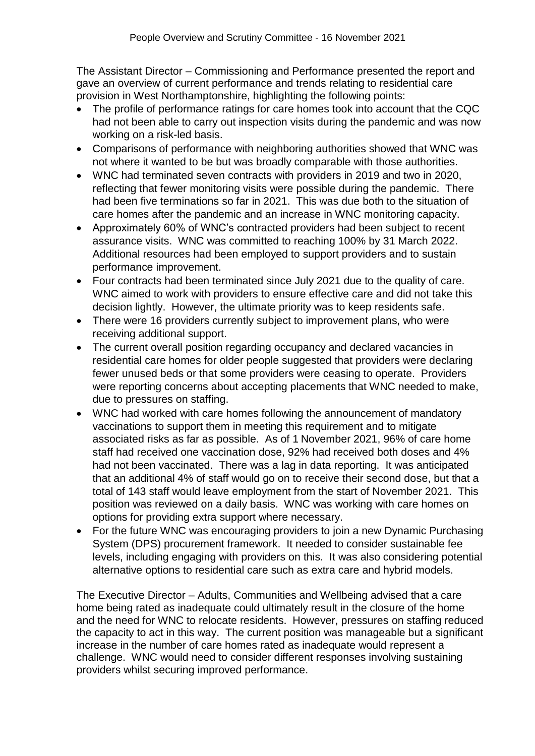The Assistant Director – Commissioning and Performance presented the report and gave an overview of current performance and trends relating to residential care provision in West Northamptonshire, highlighting the following points:

- The profile of performance ratings for care homes took into account that the CQC had not been able to carry out inspection visits during the pandemic and was now working on a risk-led basis.
- Comparisons of performance with neighboring authorities showed that WNC was not where it wanted to be but was broadly comparable with those authorities.
- WNC had terminated seven contracts with providers in 2019 and two in 2020, reflecting that fewer monitoring visits were possible during the pandemic. There had been five terminations so far in 2021. This was due both to the situation of care homes after the pandemic and an increase in WNC monitoring capacity.
- Approximately 60% of WNC's contracted providers had been subject to recent assurance visits. WNC was committed to reaching 100% by 31 March 2022. Additional resources had been employed to support providers and to sustain performance improvement.
- Four contracts had been terminated since July 2021 due to the quality of care. WNC aimed to work with providers to ensure effective care and did not take this decision lightly. However, the ultimate priority was to keep residents safe.
- There were 16 providers currently subject to improvement plans, who were receiving additional support.
- The current overall position regarding occupancy and declared vacancies in residential care homes for older people suggested that providers were declaring fewer unused beds or that some providers were ceasing to operate. Providers were reporting concerns about accepting placements that WNC needed to make, due to pressures on staffing.
- WNC had worked with care homes following the announcement of mandatory vaccinations to support them in meeting this requirement and to mitigate associated risks as far as possible. As of 1 November 2021, 96% of care home staff had received one vaccination dose, 92% had received both doses and 4% had not been vaccinated. There was a lag in data reporting. It was anticipated that an additional 4% of staff would go on to receive their second dose, but that a total of 143 staff would leave employment from the start of November 2021. This position was reviewed on a daily basis. WNC was working with care homes on options for providing extra support where necessary.
- For the future WNC was encouraging providers to join a new Dynamic Purchasing System (DPS) procurement framework. It needed to consider sustainable fee levels, including engaging with providers on this. It was also considering potential alternative options to residential care such as extra care and hybrid models.

The Executive Director – Adults, Communities and Wellbeing advised that a care home being rated as inadequate could ultimately result in the closure of the home and the need for WNC to relocate residents. However, pressures on staffing reduced the capacity to act in this way. The current position was manageable but a significant increase in the number of care homes rated as inadequate would represent a challenge. WNC would need to consider different responses involving sustaining providers whilst securing improved performance.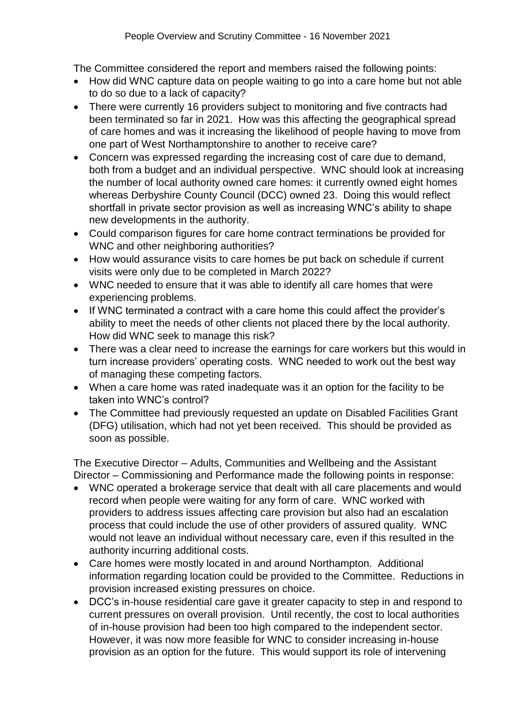The Committee considered the report and members raised the following points:

- How did WNC capture data on people waiting to go into a care home but not able to do so due to a lack of capacity?
- There were currently 16 providers subject to monitoring and five contracts had been terminated so far in 2021. How was this affecting the geographical spread of care homes and was it increasing the likelihood of people having to move from one part of West Northamptonshire to another to receive care?
- Concern was expressed regarding the increasing cost of care due to demand, both from a budget and an individual perspective. WNC should look at increasing the number of local authority owned care homes: it currently owned eight homes whereas Derbyshire County Council (DCC) owned 23. Doing this would reflect shortfall in private sector provision as well as increasing WNC's ability to shape new developments in the authority.
- Could comparison figures for care home contract terminations be provided for WNC and other neighboring authorities?
- How would assurance visits to care homes be put back on schedule if current visits were only due to be completed in March 2022?
- WNC needed to ensure that it was able to identify all care homes that were experiencing problems.
- If WNC terminated a contract with a care home this could affect the provider's ability to meet the needs of other clients not placed there by the local authority. How did WNC seek to manage this risk?
- There was a clear need to increase the earnings for care workers but this would in turn increase providers' operating costs. WNC needed to work out the best way of managing these competing factors.
- When a care home was rated inadequate was it an option for the facility to be taken into WNC's control?
- The Committee had previously requested an update on Disabled Facilities Grant (DFG) utilisation, which had not yet been received. This should be provided as soon as possible.

The Executive Director – Adults, Communities and Wellbeing and the Assistant Director – Commissioning and Performance made the following points in response:

- WNC operated a brokerage service that dealt with all care placements and would record when people were waiting for any form of care. WNC worked with providers to address issues affecting care provision but also had an escalation process that could include the use of other providers of assured quality. WNC would not leave an individual without necessary care, even if this resulted in the authority incurring additional costs.
- Care homes were mostly located in and around Northampton. Additional information regarding location could be provided to the Committee. Reductions in provision increased existing pressures on choice.
- DCC's in-house residential care gave it greater capacity to step in and respond to current pressures on overall provision. Until recently, the cost to local authorities of in-house provision had been too high compared to the independent sector. However, it was now more feasible for WNC to consider increasing in-house provision as an option for the future. This would support its role of intervening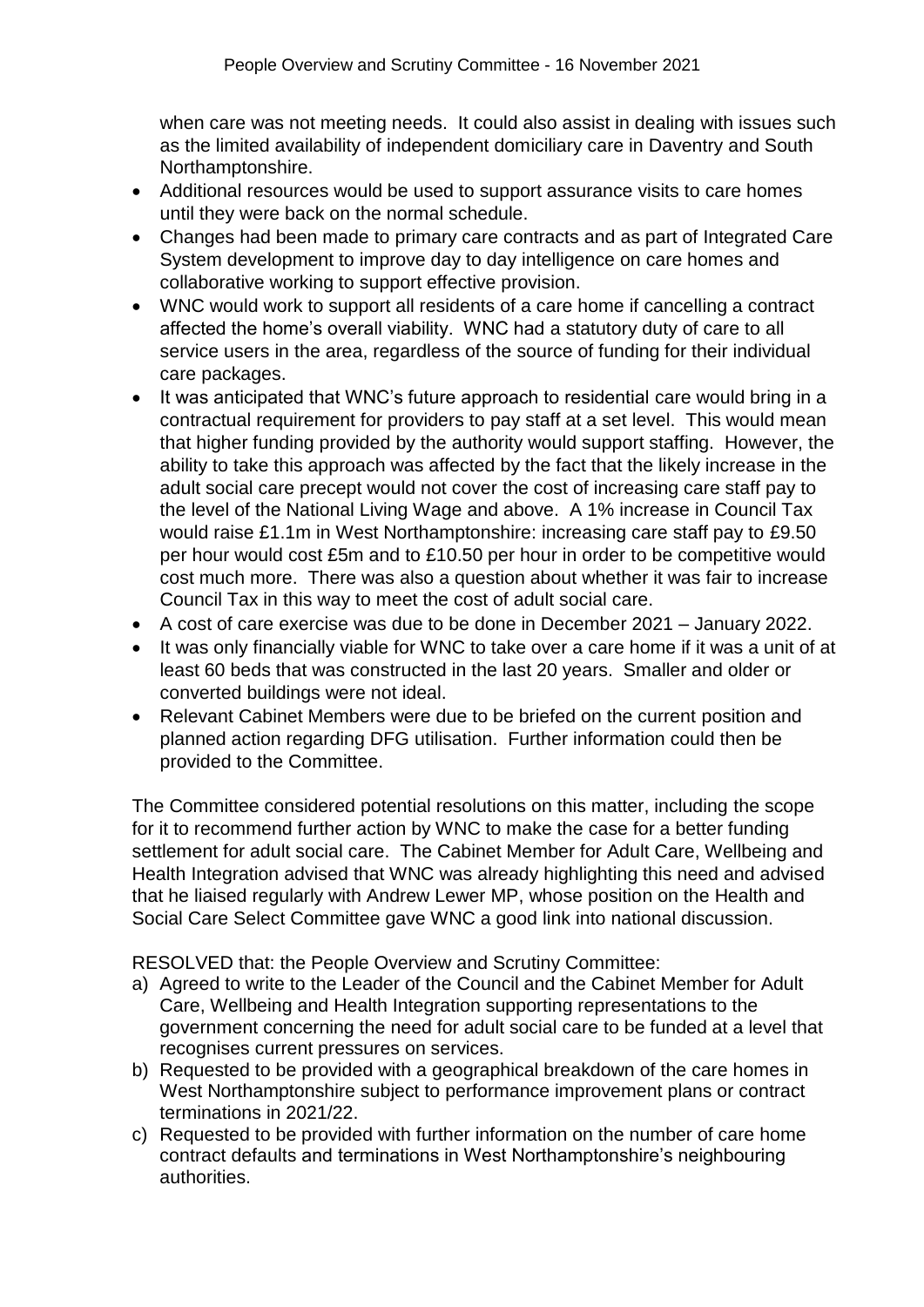when care was not meeting needs. It could also assist in dealing with issues such as the limited availability of independent domiciliary care in Daventry and South Northamptonshire.

- Additional resources would be used to support assurance visits to care homes until they were back on the normal schedule.
- Changes had been made to primary care contracts and as part of Integrated Care System development to improve day to day intelligence on care homes and collaborative working to support effective provision.
- WNC would work to support all residents of a care home if cancelling a contract affected the home's overall viability. WNC had a statutory duty of care to all service users in the area, regardless of the source of funding for their individual care packages.
- It was anticipated that WNC's future approach to residential care would bring in a contractual requirement for providers to pay staff at a set level. This would mean that higher funding provided by the authority would support staffing. However, the ability to take this approach was affected by the fact that the likely increase in the adult social care precept would not cover the cost of increasing care staff pay to the level of the National Living Wage and above. A 1% increase in Council Tax would raise £1.1m in West Northamptonshire: increasing care staff pay to £9.50 per hour would cost £5m and to £10.50 per hour in order to be competitive would cost much more. There was also a question about whether it was fair to increase Council Tax in this way to meet the cost of adult social care.
- A cost of care exercise was due to be done in December 2021 – January 2022.
- It was only financially viable for WNC to take over a care home if it was a unit of at least 60 beds that was constructed in the last 20 years. Smaller and older or converted buildings were not ideal.
- Relevant Cabinet Members were due to be briefed on the current position and planned action regarding DFG utilisation. Further information could then be provided to the Committee.

The Committee considered potential resolutions on this matter, including the scope for it to recommend further action by WNC to make the case for a better funding settlement for adult social care. The Cabinet Member for Adult Care, Wellbeing and Health Integration advised that WNC was already highlighting this need and advised that he liaised regularly with Andrew Lewer MP, whose position on the Health and Social Care Select Committee gave WNC a good link into national discussion.

RESOLVED that: the People Overview and Scrutiny Committee:

a) Agreed to write to the Leader of the Council and the Cabinet Member for Adult Care, Wellbeing and Health Integration supporting representations to the government concerning the need for adult social care to be funded at a level that recognises current pressures on services.
b) Requested to be provided with a geographical breakdown of the care homes in West Northamptonshire subject to performance improvement plans or contract terminations in 2021/22.
c) Requested to be provided with further information on the number of care home contract defaults and terminations in West Northamptonshire's neighbouring authorities.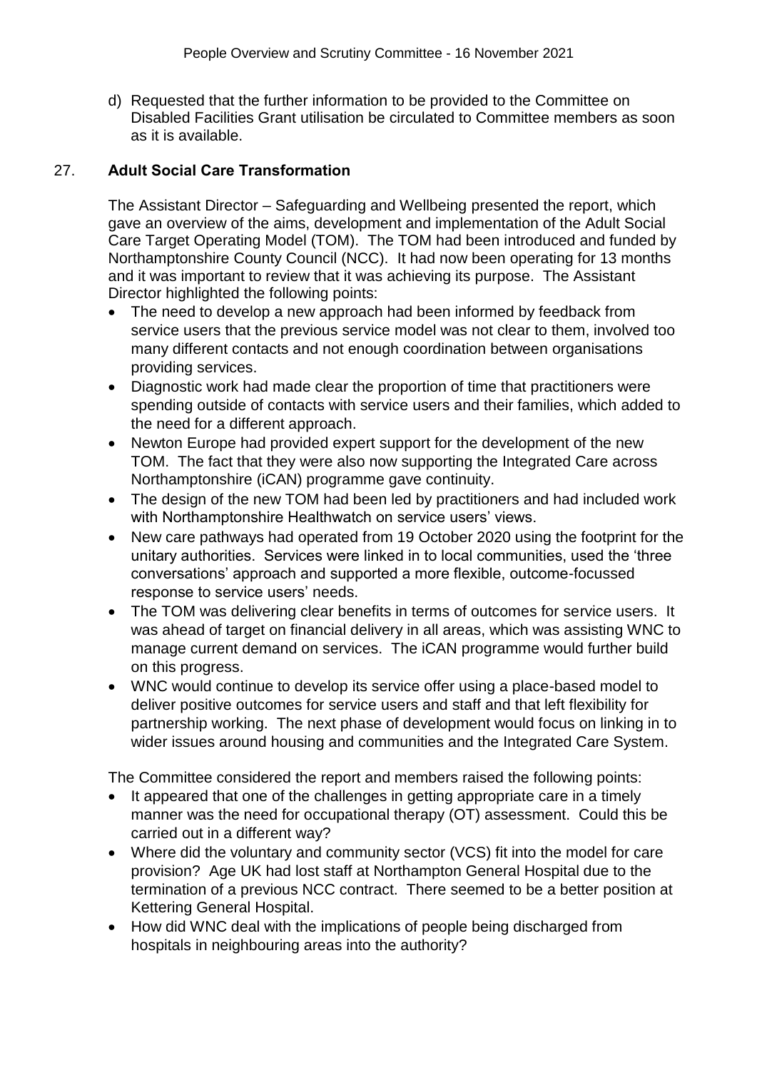d) Requested that the further information to be provided to the Committee on Disabled Facilities Grant utilisation be circulated to Committee members as soon as it is available.

## 27. Adult Social Care Transformation

The Assistant Director – Safeguarding and Wellbeing presented the report, which gave an overview of the aims, development and implementation of the Adult Social Care Target Operating Model (TOM). The TOM had been introduced and funded by Northamptonshire County Council (NCC). It had now been operating for 13 months and it was important to review that it was achieving its purpose. The Assistant Director highlighted the following points:

- The need to develop a new approach had been informed by feedback from service users that the previous service model was not clear to them, involved too many different contacts and not enough coordination between organisations providing services.
- Diagnostic work had made clear the proportion of time that practitioners were spending outside of contacts with service users and their families, which added to the need for a different approach.
- Newton Europe had provided expert support for the development of the new TOM. The fact that they were also now supporting the Integrated Care across Northamptonshire (iCAN) programme gave continuity.
- The design of the new TOM had been led by practitioners and had included work with Northamptonshire Healthwatch on service users' views.
- New care pathways had operated from 19 October 2020 using the footprint for the unitary authorities. Services were linked in to local communities, used the 'three conversations' approach and supported a more flexible, outcome-focussed response to service users' needs.
- The TOM was delivering clear benefits in terms of outcomes for service users. It was ahead of target on financial delivery in all areas, which was assisting WNC to manage current demand on services. The iCAN programme would further build on this progress.
- WNC would continue to develop its service offer using a place-based model to deliver positive outcomes for service users and staff and that left flexibility for partnership working. The next phase of development would focus on linking in to wider issues around housing and communities and the Integrated Care System.

The Committee considered the report and members raised the following points:

- It appeared that one of the challenges in getting appropriate care in a timely manner was the need for occupational therapy (OT) assessment. Could this be carried out in a different way?
- Where did the voluntary and community sector (VCS) fit into the model for care provision? Age UK had lost staff at Northampton General Hospital due to the termination of a previous NCC contract. There seemed to be a better position at Kettering General Hospital.
- How did WNC deal with the implications of people being discharged from hospitals in neighbouring areas into the authority?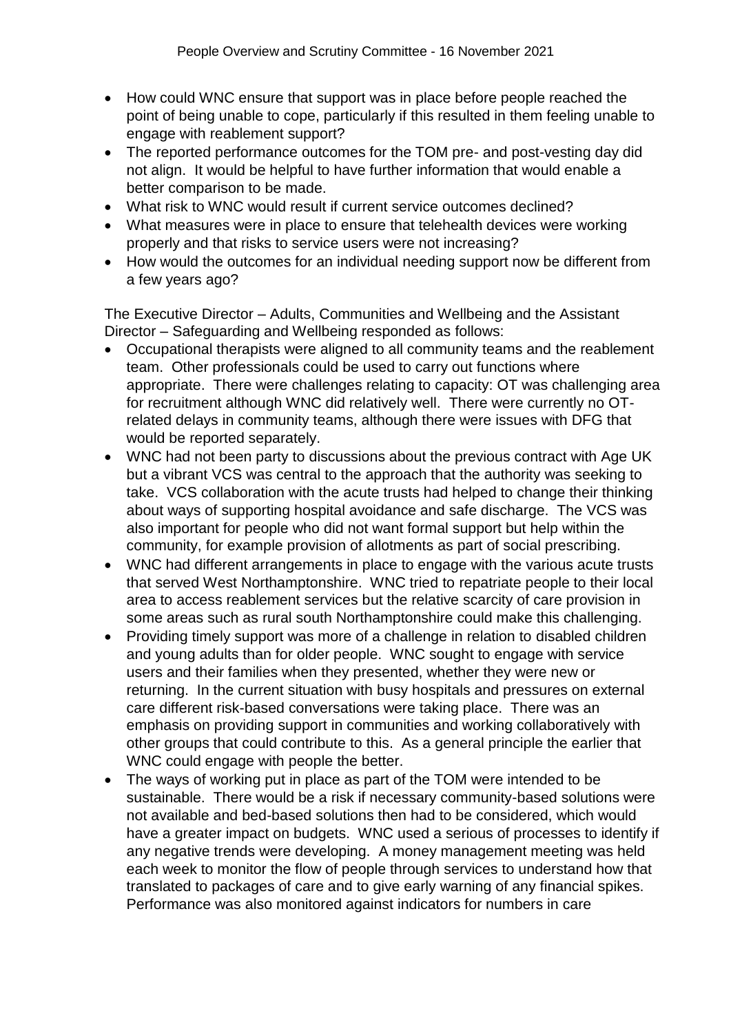- How could WNC ensure that support was in place before people reached the point of being unable to cope, particularly if this resulted in them feeling unable to engage with reablement support?
- The reported performance outcomes for the TOM pre- and post-vesting day did not align. It would be helpful to have further information that would enable a better comparison to be made.
- What risk to WNC would result if current service outcomes declined?
- What measures were in place to ensure that telehealth devices were working properly and that risks to service users were not increasing?
- How would the outcomes for an individual needing support now be different from a few years ago?

The Executive Director – Adults, Communities and Wellbeing and the Assistant Director – Safeguarding and Wellbeing responded as follows:

- Occupational therapists were aligned to all community teams and the reablement team. Other professionals could be used to carry out functions where appropriate. There were challenges relating to capacity: OT was challenging area for recruitment although WNC did relatively well. There were currently no OT-related delays in community teams, although there were issues with DFG that would be reported separately.
- WNC had not been party to discussions about the previous contract with Age UK but a vibrant VCS was central to the approach that the authority was seeking to take. VCS collaboration with the acute trusts had helped to change their thinking about ways of supporting hospital avoidance and safe discharge. The VCS was also important for people who did not want formal support but help within the community, for example provision of allotments as part of social prescribing.
- WNC had different arrangements in place to engage with the various acute trusts that served West Northamptonshire. WNC tried to repatriate people to their local area to access reablement services but the relative scarcity of care provision in some areas such as rural south Northamptonshire could make this challenging.
- Providing timely support was more of a challenge in relation to disabled children and young adults than for older people. WNC sought to engage with service users and their families when they presented, whether they were new or returning. In the current situation with busy hospitals and pressures on external care different risk-based conversations were taking place. There was an emphasis on providing support in communities and working collaboratively with other groups that could contribute to this. As a general principle the earlier that WNC could engage with people the better.
- The ways of working put in place as part of the TOM were intended to be sustainable. There would be a risk if necessary community-based solutions were not available and bed-based solutions then had to be considered, which would have a greater impact on budgets. WNC used a serious of processes to identify if any negative trends were developing. A money management meeting was held each week to monitor the flow of people through services to understand how that translated to packages of care and to give early warning of any financial spikes. Performance was also monitored against indicators for numbers in care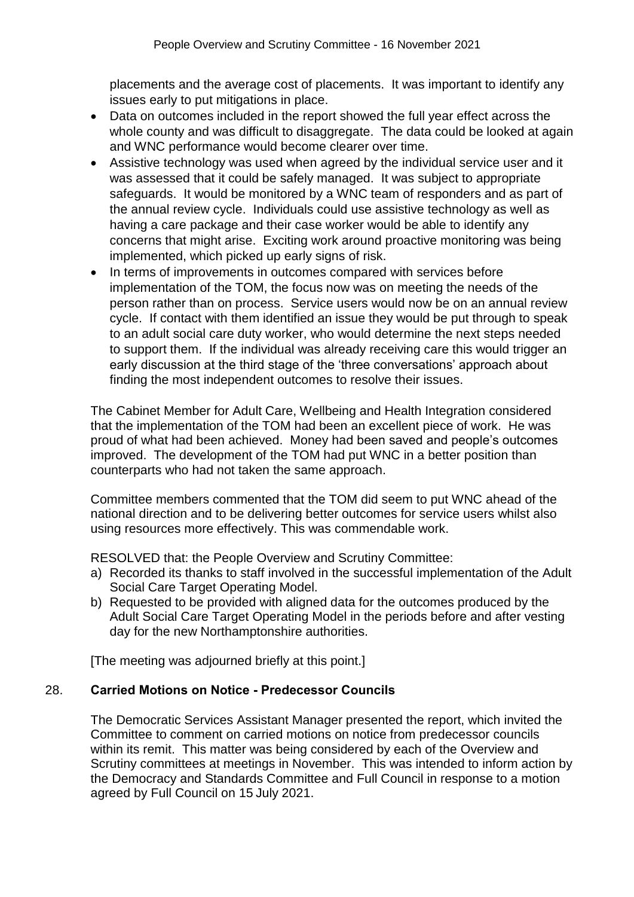placements and the average cost of placements. It was important to identify any issues early to put mitigations in place.

- Data on outcomes included in the report showed the full year effect across the whole county and was difficult to disaggregate. The data could be looked at again and WNC performance would become clearer over time.
- Assistive technology was used when agreed by the individual service user and it was assessed that it could be safely managed. It was subject to appropriate safeguards. It would be monitored by a WNC team of responders and as part of the annual review cycle. Individuals could use assistive technology as well as having a care package and their case worker would be able to identify any concerns that might arise. Exciting work around proactive monitoring was being implemented, which picked up early signs of risk.
- In terms of improvements in outcomes compared with services before implementation of the TOM, the focus now was on meeting the needs of the person rather than on process. Service users would now be on an annual review cycle. If contact with them identified an issue they would be put through to speak to an adult social care duty worker, who would determine the next steps needed to support them. If the individual was already receiving care this would trigger an early discussion at the third stage of the 'three conversations' approach about finding the most independent outcomes to resolve their issues.

The Cabinet Member for Adult Care, Wellbeing and Health Integration considered that the implementation of the TOM had been an excellent piece of work. He was proud of what had been achieved. Money had been saved and people's outcomes improved. The development of the TOM had put WNC in a better position than counterparts who had not taken the same approach.

Committee members commented that the TOM did seem to put WNC ahead of the national direction and to be delivering better outcomes for service users whilst also using resources more effectively. This was commendable work.

RESOLVED that: the People Overview and Scrutiny Committee:

a) Recorded its thanks to staff involved in the successful implementation of the Adult Social Care Target Operating Model.
b) Requested to be provided with aligned data for the outcomes produced by the Adult Social Care Target Operating Model in the periods before and after vesting day for the new Northamptonshire authorities.

[The meeting was adjourned briefly at this point.]

## 28. Carried Motions on Notice - Predecessor Councils

The Democratic Services Assistant Manager presented the report, which invited the Committee to comment on carried motions on notice from predecessor councils within its remit. This matter was being considered by each of the Overview and Scrutiny committees at meetings in November. This was intended to inform action by the Democracy and Standards Committee and Full Council in response to a motion agreed by Full Council on 15 July 2021.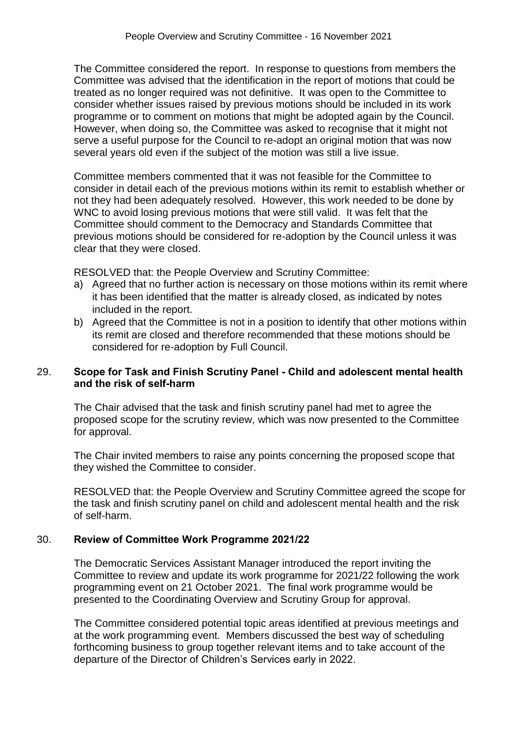The Committee considered the report. In response to questions from members the Committee was advised that the identification in the report of motions that could be treated as no longer required was not definitive. It was open to the Committee to consider whether issues raised by previous motions should be included in its work programme or to comment on motions that might be adopted again by the Council. However, when doing so, the Committee was asked to recognise that it might not serve a useful purpose for the Council to re-adopt an original motion that was now several years old even if the subject of the motion was still a live issue.

Committee members commented that it was not feasible for the Committee to consider in detail each of the previous motions within its remit to establish whether or not they had been adequately resolved. However, this work needed to be done by WNC to avoid losing previous motions that were still valid. It was felt that the Committee should comment to the Democracy and Standards Committee that previous motions should be considered for re-adoption by the Council unless it was clear that they were closed.

RESOLVED that: the People Overview and Scrutiny Committee:

a) Agreed that no further action is necessary on those motions within its remit where it has been identified that the matter is already closed, as indicated by notes included in the report.
b) Agreed that the Committee is not in a position to identify that other motions within its remit are closed and therefore recommended that these motions should be considered for re-adoption by Full Council.

## 29. Scope for Task and Finish Scrutiny Panel - Child and adolescent mental health and the risk of self-harm

The Chair advised that the task and finish scrutiny panel had met to agree the proposed scope for the scrutiny review, which was now presented to the Committee for approval.

The Chair invited members to raise any points concerning the proposed scope that they wished the Committee to consider.

RESOLVED that: the People Overview and Scrutiny Committee agreed the scope for the task and finish scrutiny panel on child and adolescent mental health and the risk of self-harm.

## 30. Review of Committee Work Programme 2021/22

The Democratic Services Assistant Manager introduced the report inviting the Committee to review and update its work programme for 2021/22 following the work programming event on 21 October 2021. The final work programme would be presented to the Coordinating Overview and Scrutiny Group for approval.

The Committee considered potential topic areas identified at previous meetings and at the work programming event. Members discussed the best way of scheduling forthcoming business to group together relevant items and to take account of the departure of the Director of Children's Services early in 2022.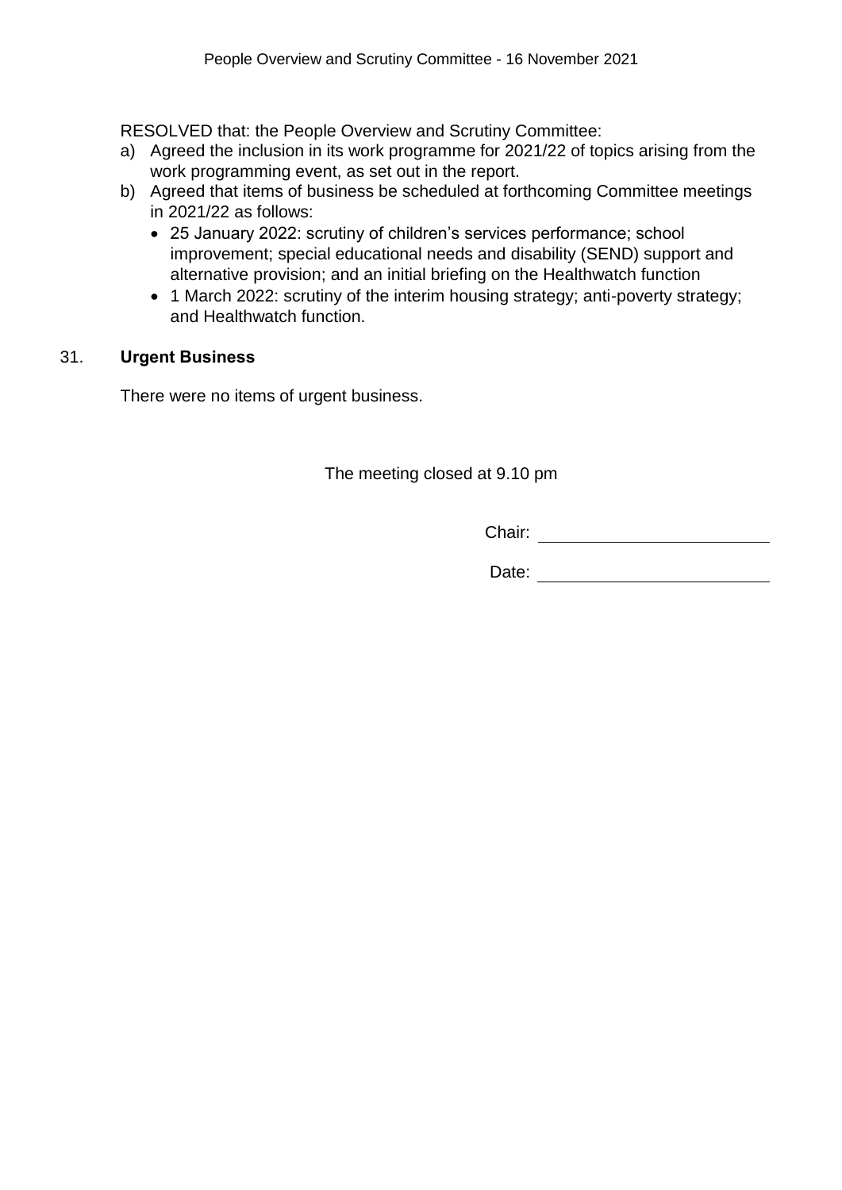RESOLVED that: the People Overview and Scrutiny Committee:

a) Agreed the inclusion in its work programme for 2021/22 of topics arising from the work programming event, as set out in the report.

b) Agreed that items of business be scheduled at forthcoming Committee meetings in 2021/22 as follows:

   - 25 January 2022: scrutiny of children's services performance; school improvement; special educational needs and disability (SEND) support and alternative provision; and an initial briefing on the Healthwatch function
   - 1 March 2022: scrutiny of the interim housing strategy; anti-poverty strategy; and Healthwatch function.

31. **Urgent Business**

There were no items of urgent business.

The meeting closed at 9.10 pm

Chair: ________________________

Date: ________________________